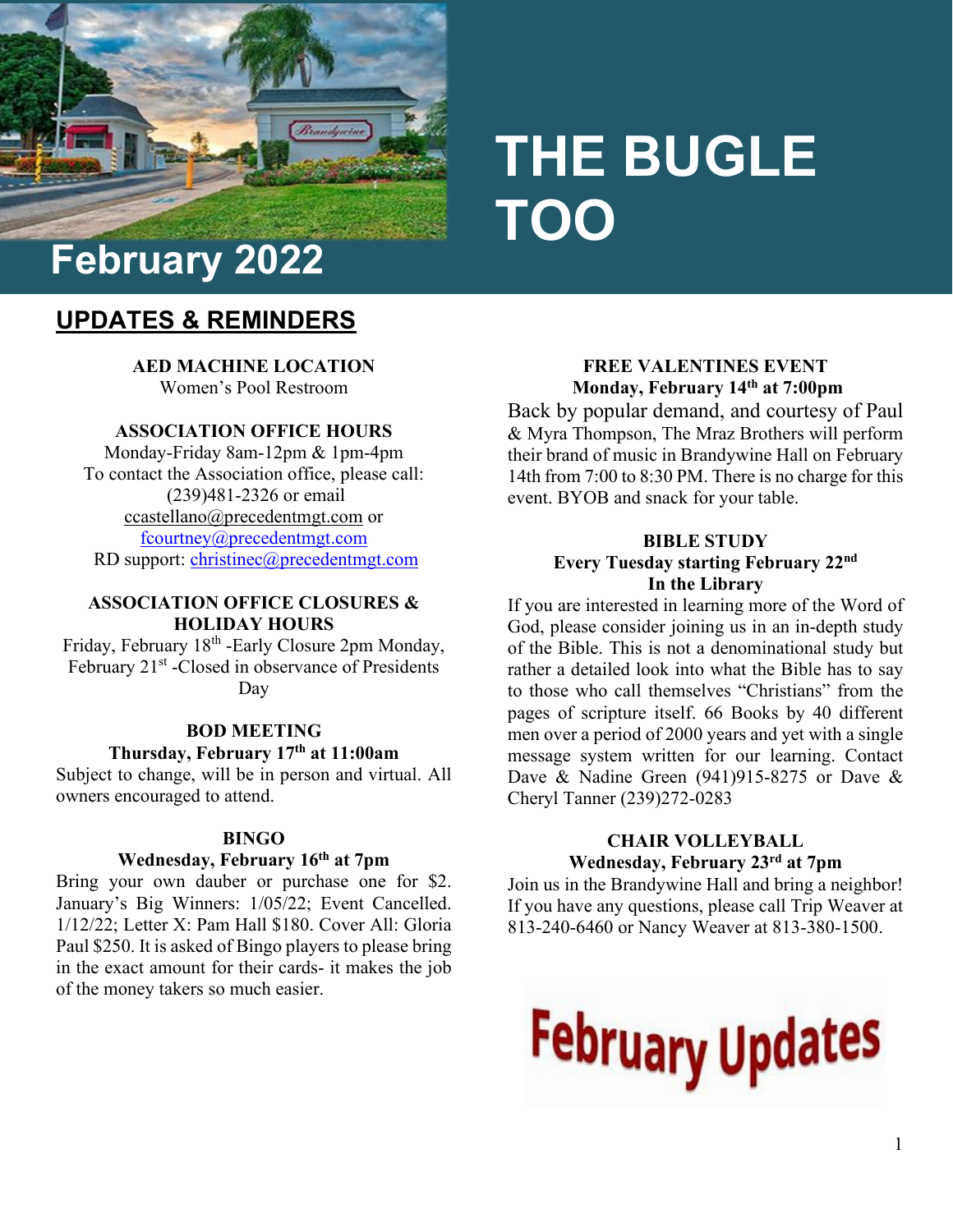# THE BUGLE TOO

## February 2022

## UPDATES & REMINDERS

**AED MACHINE LOCATION**
Women's Pool Restroom

**ASSOCIATION OFFICE HOURS**
Monday-Friday 8am-12pm & 1pm-4pm
To contact the Association office, please call: (239)481-2326 or email ccastellano@precedentmgt.com or fcourtney@precedentmgt.com
RD support: christinec@precedentmgt.com

**ASSOCIATION OFFICE CLOSURES & HOLIDAY HOURS**
Friday, February 18th -Early Closure 2pm Monday, February 21st -Closed in observance of Presidents Day

**BOD MEETING**
**Thursday, February 17th at 11:00am**
Subject to change, will be in person and virtual. All owners encouraged to attend.

**BINGO**
**Wednesday, February 16th at 7pm**
Bring your own dauber or purchase one for $2. January's Big Winners: 1/05/22; Event Cancelled. 1/12/22; Letter X: Pam Hall $180. Cover All: Gloria Paul $250. It is asked of Bingo players to please bring in the exact amount for their cards- it makes the job of the money takers so much easier.

**FREE VALENTINES EVENT**
**Monday, February 14th at 7:00pm**
Back by popular demand, and courtesy of Paul & Myra Thompson, The Mraz Brothers will perform their brand of music in Brandywine Hall on February 14th from 7:00 to 8:30 PM. There is no charge for this event. BYOB and snack for your table.

**BIBLE STUDY**
**Every Tuesday starting February 22nd**
**In the Library**
If you are interested in learning more of the Word of God, please consider joining us in an in-depth study of the Bible. This is not a denominational study but rather a detailed look into what the Bible has to say to those who call themselves "Christians" from the pages of scripture itself. 66 Books by 40 different men over a period of 2000 years and yet with a single message system written for our learning. Contact Dave & Nadine Green (941)915-8275 or Dave & Cheryl Tanner (239)272-0283

**CHAIR VOLLEYBALL**
**Wednesday, February 23rd at 7pm**
Join us in the Brandywine Hall and bring a neighbor! If you have any questions, please call Trip Weaver at 813-240-6460 or Nancy Weaver at 813-380-1500.

February Updates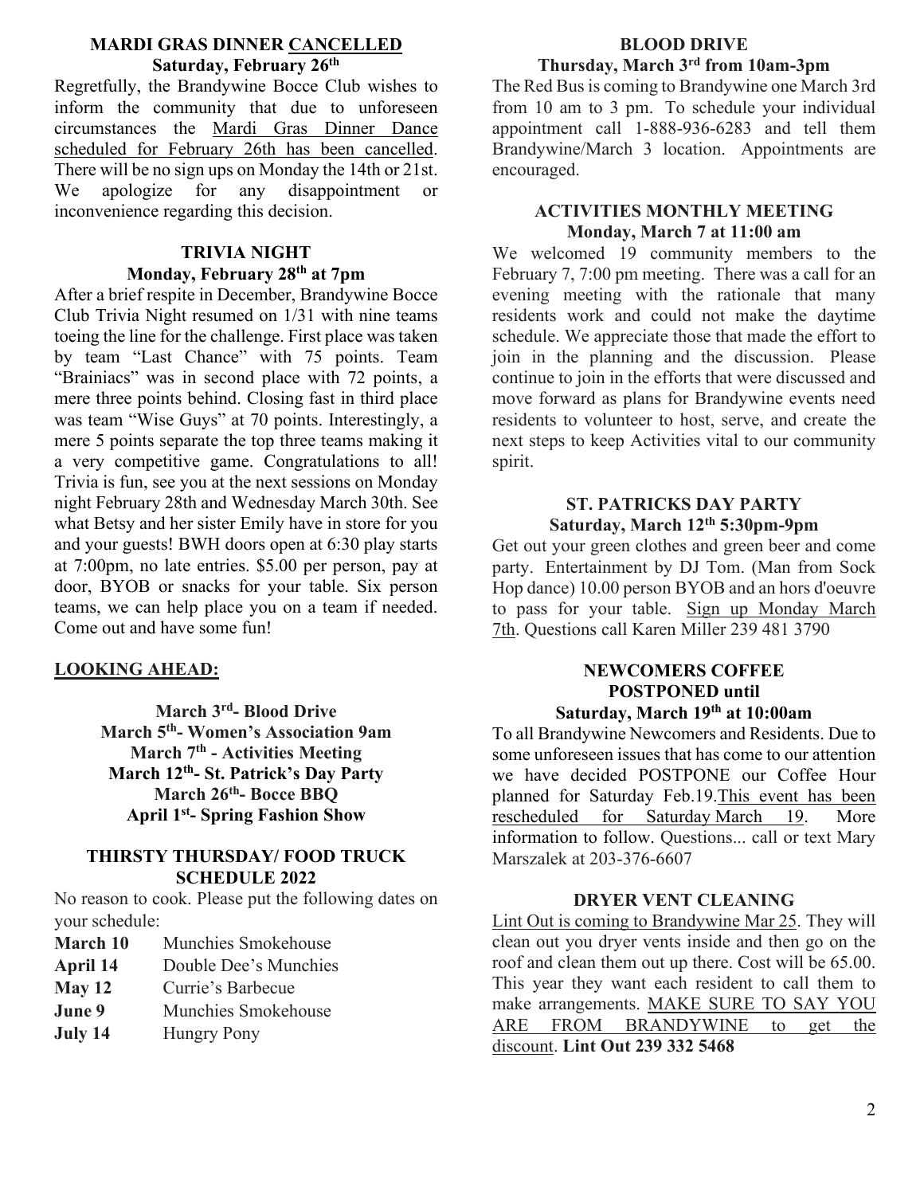## MARDI GRAS DINNER CANCELLED
### Saturday, February 26th

Regretfully, the Brandywine Bocce Club wishes to inform the community that due to unforeseen circumstances the Mardi Gras Dinner Dance scheduled for February 26th has been cancelled. There will be no sign ups on Monday the 14th or 21st. We apologize for any disappointment or inconvenience regarding this decision.

## TRIVIA NIGHT
### Monday, February 28th at 7pm

After a brief respite in December, Brandywine Bocce Club Trivia Night resumed on 1/31 with nine teams toeing the line for the challenge. First place was taken by team "Last Chance" with 75 points. Team "Brainiacs" was in second place with 72 points, a mere three points behind. Closing fast in third place was team "Wise Guys" at 70 points. Interestingly, a mere 5 points separate the top three teams making it a very competitive game. Congratulations to all! Trivia is fun, see you at the next sessions on Monday night February 28th and Wednesday March 30th. See what Betsy and her sister Emily have in store for you and your guests! BWH doors open at 6:30 play starts at 7:00pm, no late entries. $5.00 per person, pay at door, BYOB or snacks for your table. Six person teams, we can help place you on a team if needed. Come out and have some fun!

## LOOKING AHEAD:

**March 3rd- Blood Drive**
**March 5th- Women's Association 9am**
**March 7th - Activities Meeting**
**March 12th- St. Patrick's Day Party**
**March 26th- Bocce BBQ**
**April 1st- Spring Fashion Show**

## THIRSTY THURSDAY/ FOOD TRUCK SCHEDULE 2022

No reason to cook. Please put the following dates on your schedule:

| | |
|---|---|
| **March 10** | Munchies Smokehouse |
| **April 14** | Double Dee's Munchies |
| **May 12** | Currie's Barbecue |
| **June 9** | Munchies Smokehouse |
| **July 14** | Hungry Pony |

## BLOOD DRIVE
### Thursday, March 3rd from 10am-3pm

The Red Bus is coming to Brandywine one March 3rd from 10 am to 3 pm. To schedule your individual appointment call 1-888-936-6283 and tell them Brandywine/March 3 location. Appointments are encouraged.

## ACTIVITIES MONTHLY MEETING
### Monday, March 7 at 11:00 am

We welcomed 19 community members to the February 7, 7:00 pm meeting. There was a call for an evening meeting with the rationale that many residents work and could not make the daytime schedule. We appreciate those that made the effort to join in the planning and the discussion. Please continue to join in the efforts that were discussed and move forward as plans for Brandywine events need residents to volunteer to host, serve, and create the next steps to keep Activities vital to our community spirit.

## ST. PATRICKS DAY PARTY
### Saturday, March 12th 5:30pm-9pm

Get out your green clothes and green beer and come party. Entertainment by DJ Tom. (Man from Sock Hop dance) 10.00 person BYOB and an hors d'oeuvre to pass for your table. Sign up Monday March 7th. Questions call Karen Miller 239 481 3790

## NEWCOMERS COFFEE POSTPONED until
### Saturday, March 19th at 10:00am

To all Brandywine Newcomers and Residents. Due to some unforeseen issues that has come to our attention we have decided POSTPONE our Coffee Hour planned for Saturday Feb.19.This event has been rescheduled for Saturday March 19. More information to follow. Questions... call or text Mary Marszalek at 203-376-6607

## DRYER VENT CLEANING

Lint Out is coming to Brandywine Mar 25. They will clean out you dryer vents inside and then go on the roof and clean them out up there. Cost will be 65.00. This year they want each resident to call them to make arrangements. MAKE SURE TO SAY YOU ARE FROM BRANDYWINE to get the discount. **Lint Out 239 332 5468**